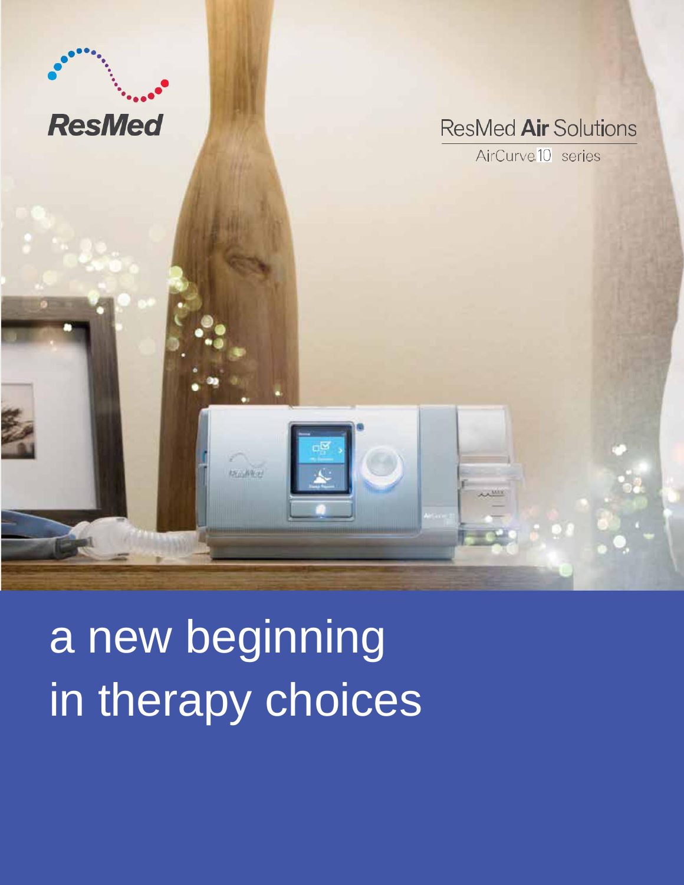ResMed

ResMed **Air** Solutions

AirCurve 10 series

# a new beginning in therapy choices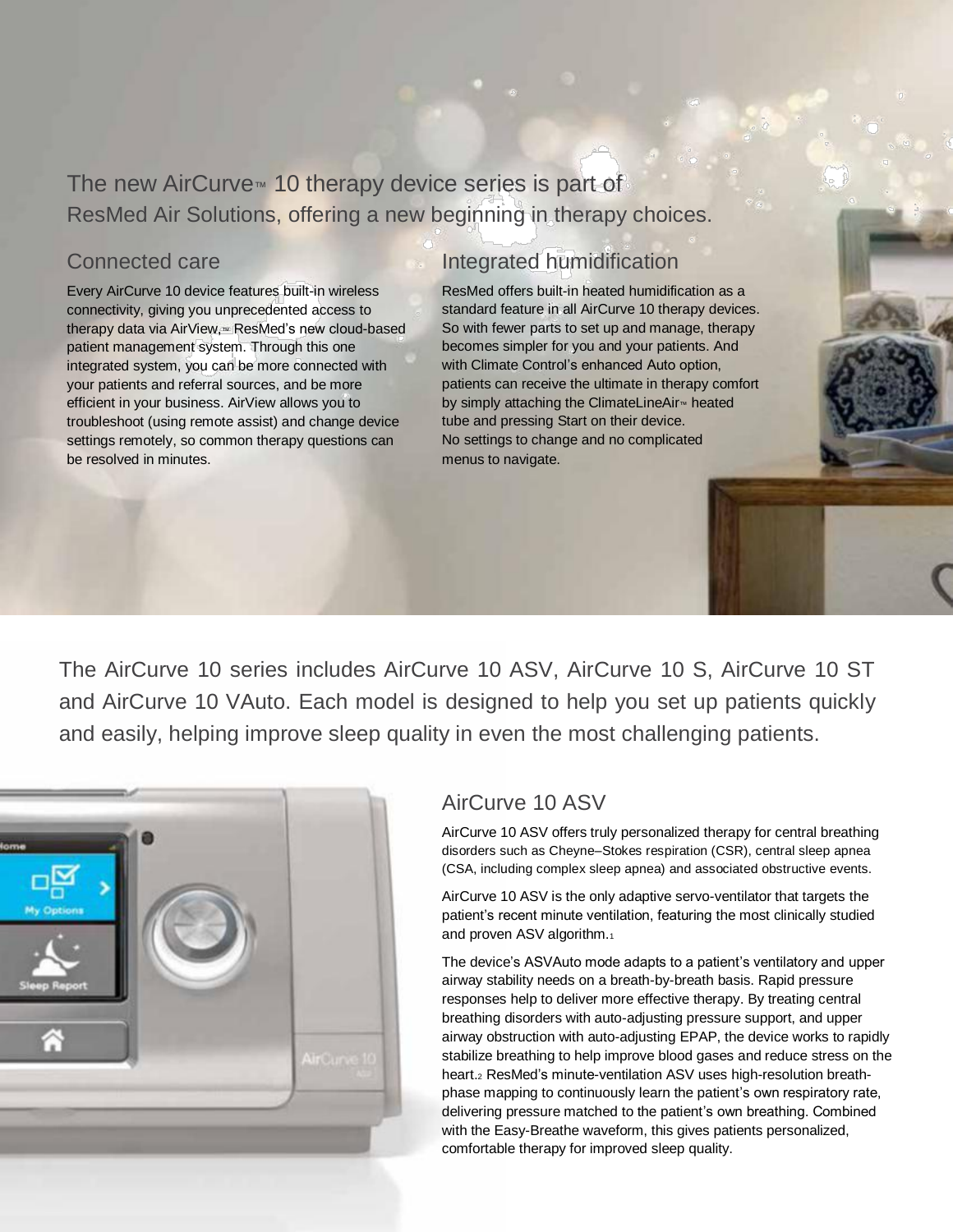## The new AirCurve™ 10 therapy device series is part of ResMed Air Solutions, offering a new beginning in therapy choices.

### Connected care

Every AirCurve 10 device features built-in wireless connectivity, giving you unprecedented access to therapy data via AirView,™ ResMed's new cloud-based patient management system. Through this one integrated system, you can be more connected with your patients and referral sources, and be more efficient in your business. AirView allows you to troubleshoot (using remote assist) and change device settings remotely, so common therapy questions can be resolved in minutes.

### Integrated humidification

ResMed offers built-in heated humidification as a standard feature in all AirCurve 10 therapy devices. So with fewer parts to set up and manage, therapy becomes simpler for you and your patients. And with Climate Control's enhanced Auto option, patients can receive the ultimate in therapy comfort by simply attaching the ClimateLineAir™ heated tube and pressing Start on their device. No settings to change and no complicated menus to navigate.

The AirCurve 10 series includes AirCurve 10 ASV, AirCurve 10 S, AirCurve 10 ST and AirCurve 10 VAuto. Each model is designed to help you set up patients quickly and easily, helping improve sleep quality in even the most challenging patients.

### AirCurve 10 ASV

AirCurve 10 ASV offers truly personalized therapy for central breathing disorders such as Cheyne–Stokes respiration (CSR), central sleep apnea (CSA, including complex sleep apnea) and associated obstructive events.

AirCurve 10 ASV is the only adaptive servo-ventilator that targets the patient's recent minute ventilation, featuring the most clinically studied and proven ASV algorithm.[1]

The device's ASVAuto mode adapts to a patient's ventilatory and upper airway stability needs on a breath-by-breath basis. Rapid pressure responses help to deliver more effective therapy. By treating central breathing disorders with auto-adjusting pressure support, and upper airway obstruction with auto-adjusting EPAP, the device works to rapidly stabilize breathing to help improve blood gases and reduce stress on the heart.[2] ResMed's minute-ventilation ASV uses high-resolution breath-phase mapping to continuously learn the patient's own respiratory rate, delivering pressure matched to the patient's own breathing. Combined with the Easy-Breathe waveform, this gives patients personalized, comfortable therapy for improved sleep quality.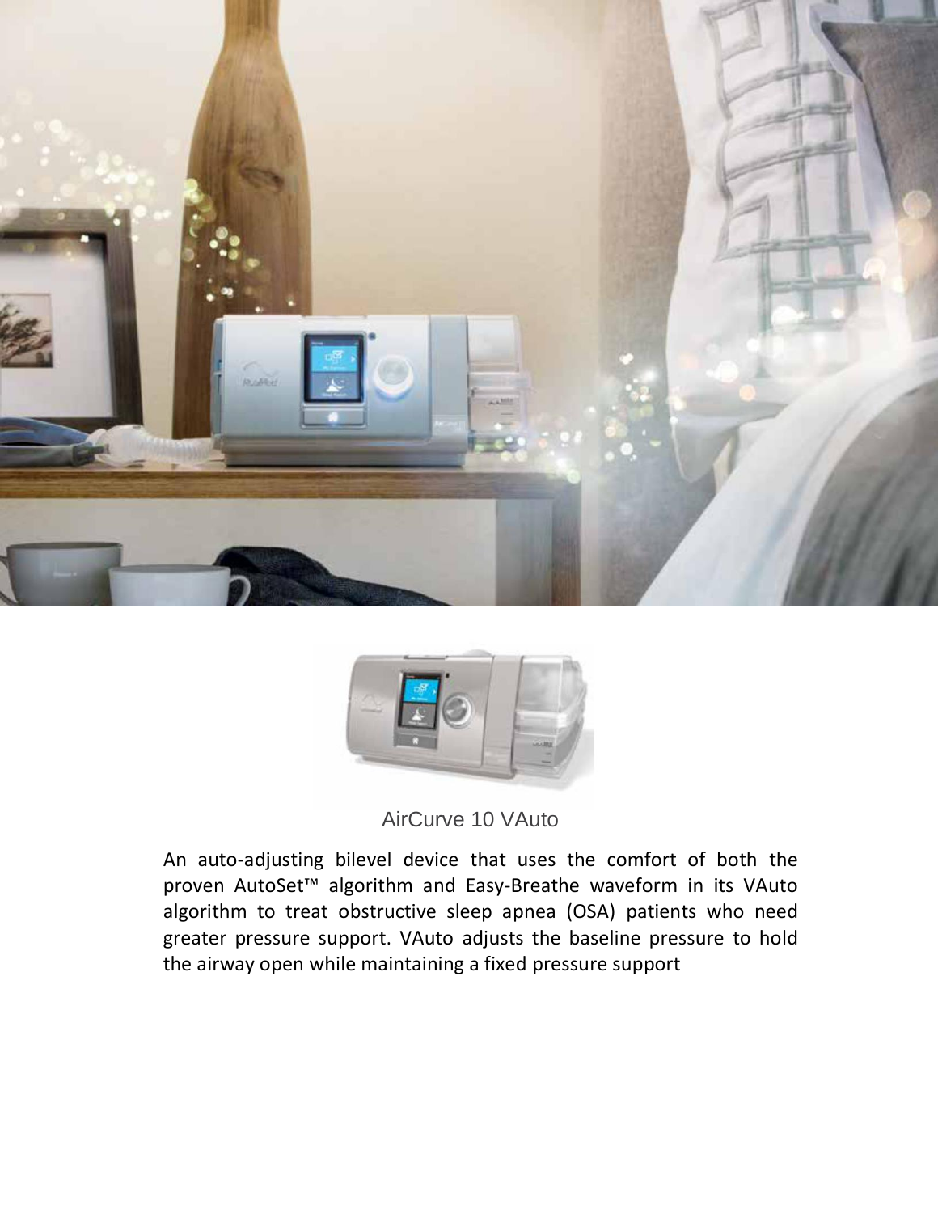AirCurve 10 VAuto

An auto-adjusting bilevel device that uses the comfort of both the proven AutoSet™ algorithm and Easy-Breathe waveform in its VAuto algorithm to treat obstructive sleep apnea (OSA) patients who need greater pressure support. VAuto adjusts the baseline pressure to hold the airway open while maintaining a fixed pressure support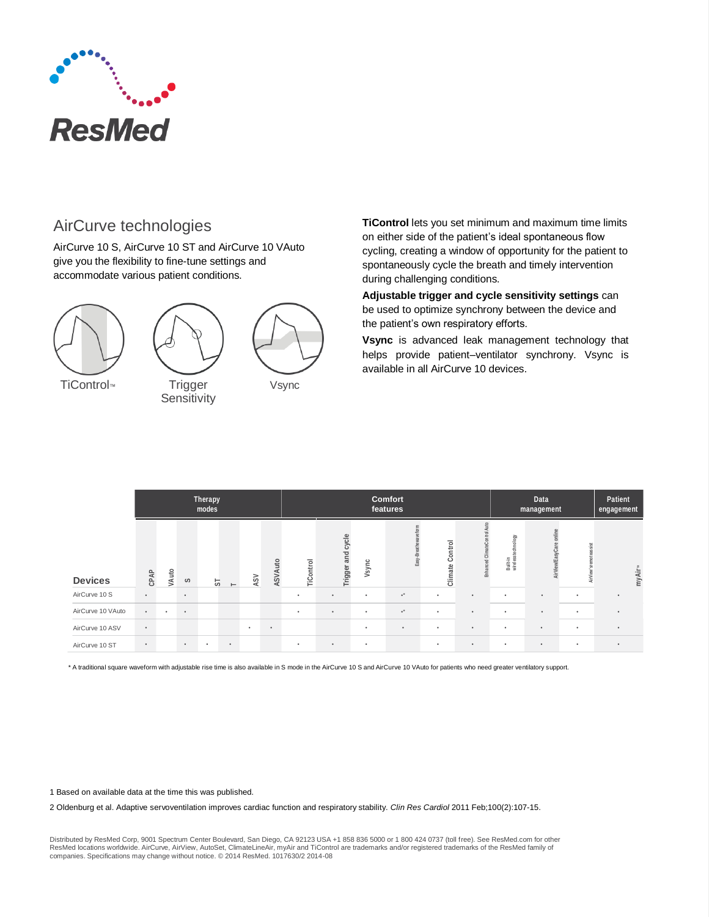## AirCurve technologies

AirCurve 10 S, AirCurve 10 ST and AirCurve 10 VAuto give you the flexibility to fine-tune settings and accommodate various patient conditions.

TiControl™

Trigger Sensitivity

Vsync

**TiControl** lets you set minimum and maximum time limits on either side of the patient's ideal spontaneous flow cycling, creating a window of opportunity for the patient to spontaneously cycle the breath and timely intervention during challenging conditions.

**Adjustable trigger and cycle sensitivity settings** can be used to optimize synchrony between the device and the patient's own respiratory efforts.

**Vsync** is advanced leak management technology that helps provide patient–ventilator synchrony. Vsync is available in all AirCurve 10 devices.

| | Therapy modes | | | | | | | Comfort features | | | | | | Data management | | | Patient engagement |
|---|---|---|---|---|---|---|---|---|---|---|---|---|---|---|---|---|---|
| **Devices** | CPAP | VAuto | S | ST | T | ASV | ASVAuto | TiControl | Trigger and cycle | Vsync | Easy-Breathe waveform | Climate Control | Enhanced ClimateControl Auto | Built-in wireless technology | AirView/EasyCare online | AirView remote assist | myAir™ |
| AirCurve 10 S | • | | • | | | | | • | • | • | •* | • | • | • | • | • | • |
| AirCurve 10 VAuto | • | • | • | | | | | • | • | • | •* | • | • | • | • | • | • |
| AirCurve 10 ASV | • | | | | | • | • | | | • | • | • | • | • | • | • | • |
| AirCurve 10 ST | • | | • | • | • | | | • | • | • | | • | • | • | • | • | • |

* A traditional square waveform with adjustable rise time is also available in S mode in the AirCurve 10 S and AirCurve 10 VAuto for patients who need greater ventilatory support.

1 Based on available data at the time this was published.

2 Oldenburg et al. Adaptive servoventilation improves cardiac function and respiratory stability. *Clin Res Cardiol* 2011 Feb;100(2):107-15.

Distributed by ResMed Corp, 9001 Spectrum Center Boulevard, San Diego, CA 92123 USA +1 858 836 5000 or 1 800 424 0737 (toll free). See ResMed.com for other ResMed locations worldwide. AirCurve, AirView, AutoSet, ClimateLineAir, myAir and TiControl are trademarks and/or registered trademarks of the ResMed family of companies. Specifications may change without notice. © 2014 ResMed. 1017630/2 2014-08